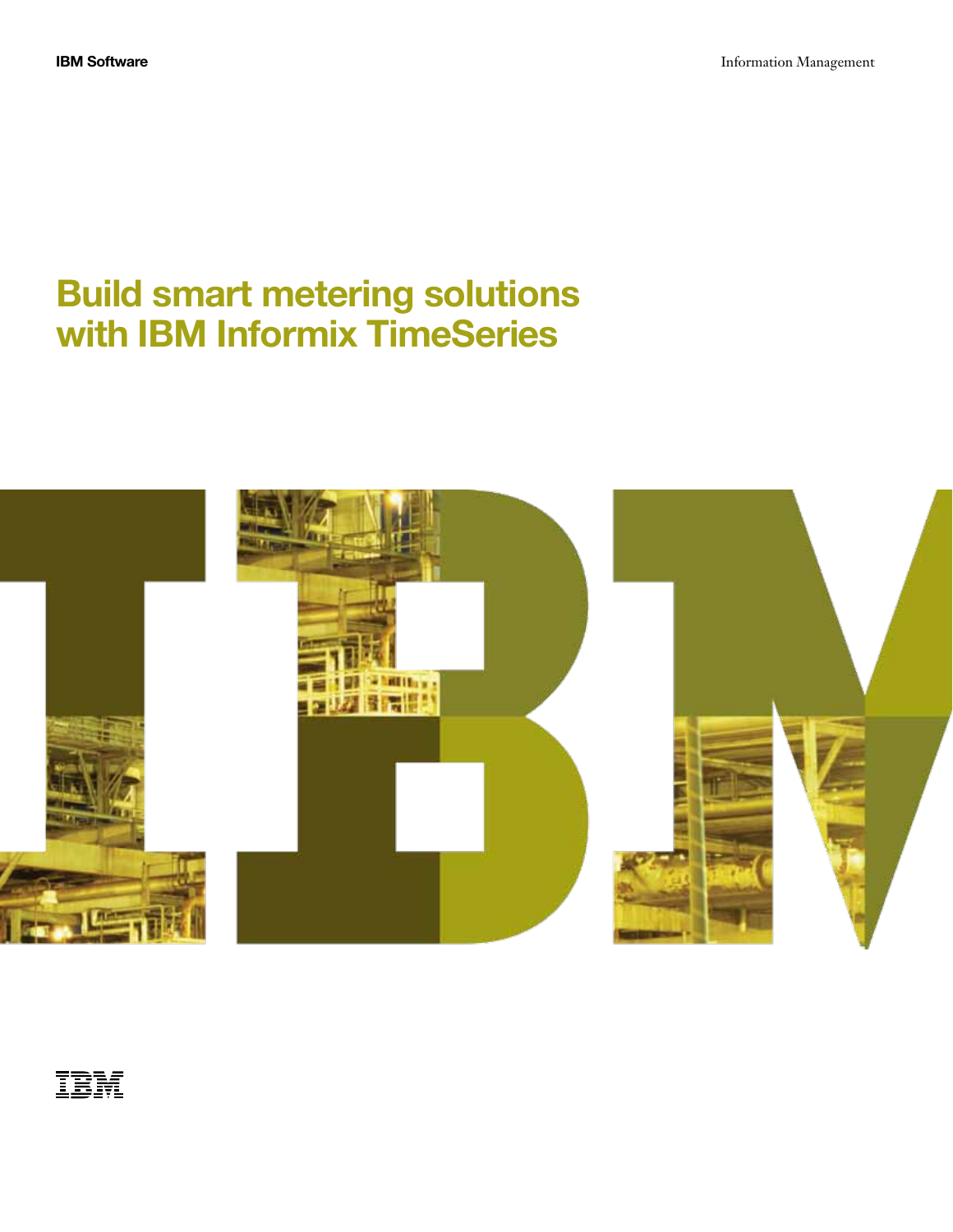IBM Software

Information Management

# Build smart metering solutions with IBM Informix TimeSeries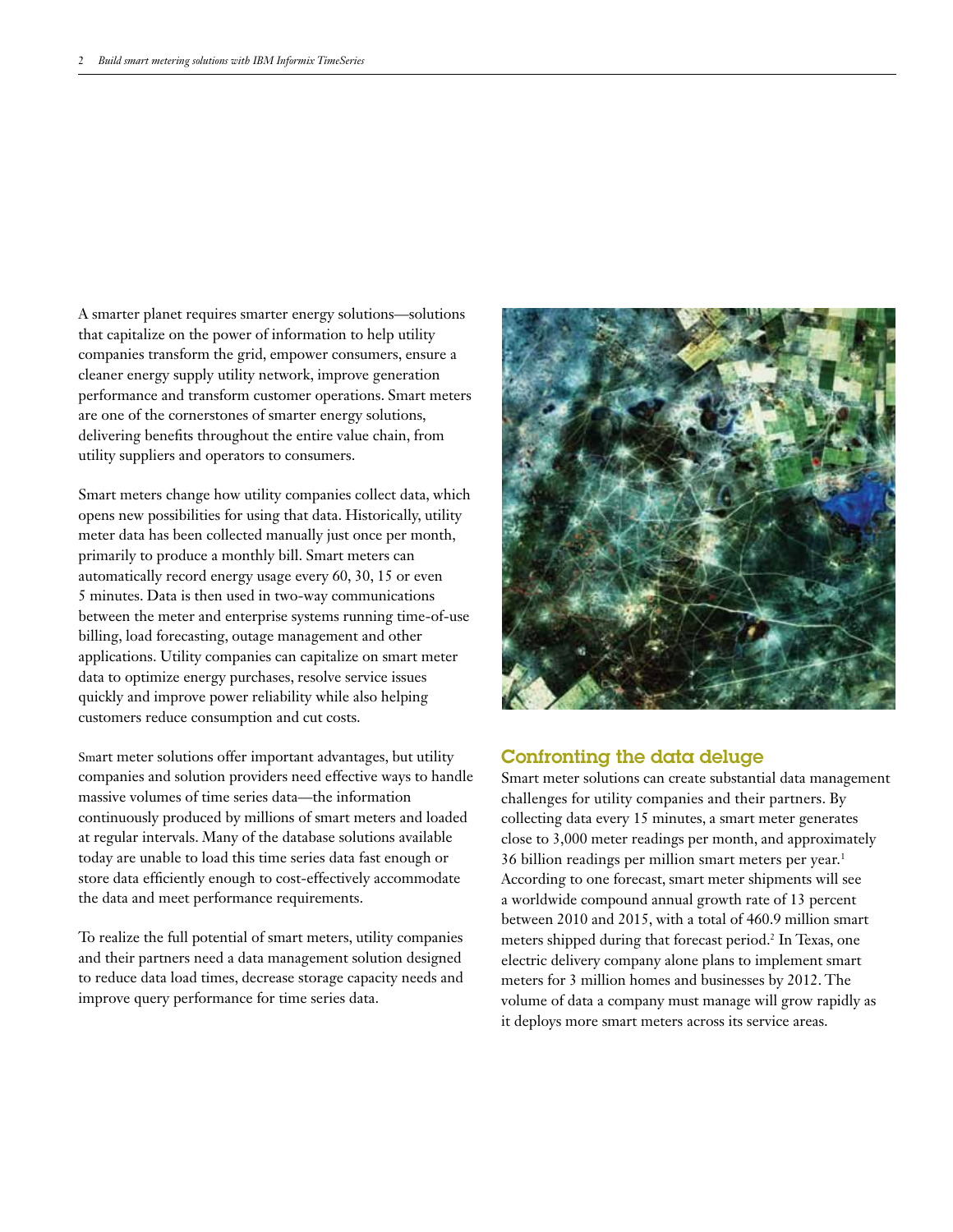A smarter planet requires smarter energy solutions—solutions that capitalize on the power of information to help utility companies transform the grid, empower consumers, ensure a cleaner energy supply utility network, improve generation performance and transform customer operations. Smart meters are one of the cornerstones of smarter energy solutions, delivering benefits throughout the entire value chain, from utility suppliers and operators to consumers.

Smart meters change how utility companies collect data, which opens new possibilities for using that data. Historically, utility meter data has been collected manually just once per month, primarily to produce a monthly bill. Smart meters can automatically record energy usage every 60, 30, 15 or even 5 minutes. Data is then used in two-way communications between the meter and enterprise systems running time-of-use billing, load forecasting, outage management and other applications. Utility companies can capitalize on smart meter data to optimize energy purchases, resolve service issues quickly and improve power reliability while also helping customers reduce consumption and cut costs.

Smart meter solutions offer important advantages, but utility companies and solution providers need effective ways to handle massive volumes of time series data—the information continuously produced by millions of smart meters and loaded at regular intervals. Many of the database solutions available today are unable to load this time series data fast enough or store data efficiently enough to cost-effectively accommodate the data and meet performance requirements.

To realize the full potential of smart meters, utility companies and their partners need a data management solution designed to reduce data load times, decrease storage capacity needs and improve query performance for time series data.

## Confronting the data deluge

Smart meter solutions can create substantial data management challenges for utility companies and their partners. By collecting data every 15 minutes, a smart meter generates close to 3,000 meter readings per month, and approximately 36 billion readings per million smart meters per year.[1] According to one forecast, smart meter shipments will see a worldwide compound annual growth rate of 13 percent between 2010 and 2015, with a total of 460.9 million smart meters shipped during that forecast period.[2] In Texas, one electric delivery company alone plans to implement smart meters for 3 million homes and businesses by 2012. The volume of data a company must manage will grow rapidly as it deploys more smart meters across its service areas.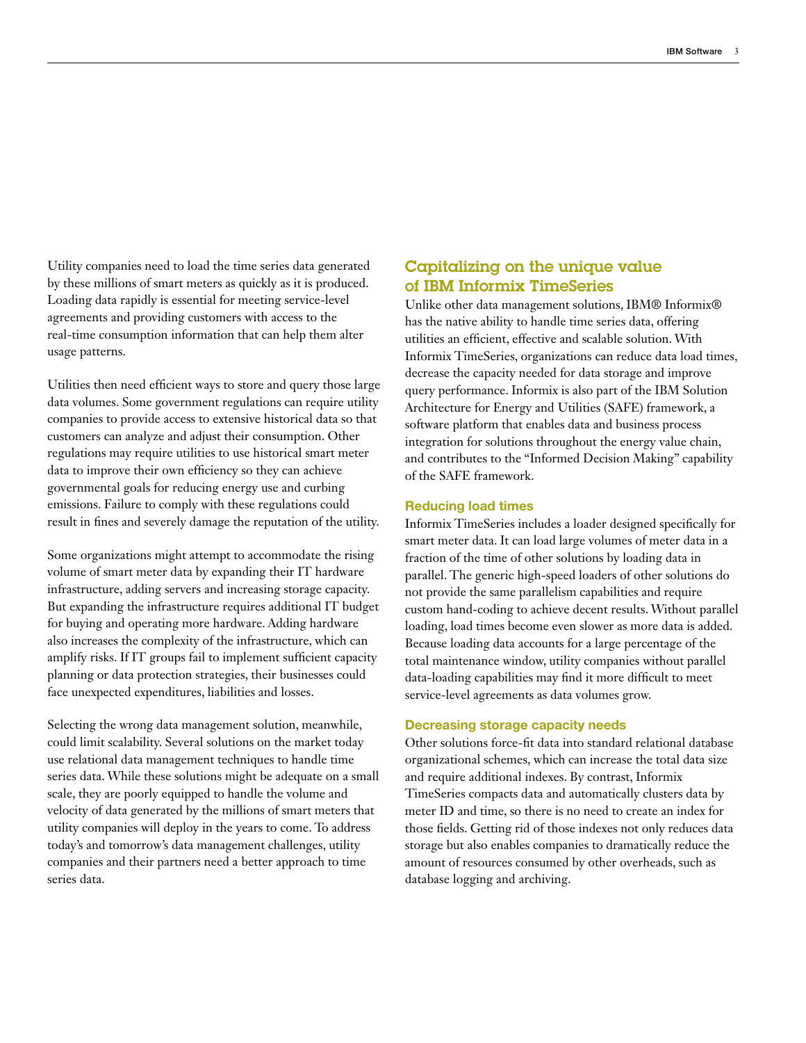Utility companies need to load the time series data generated by these millions of smart meters as quickly as it is produced. Loading data rapidly is essential for meeting service-level agreements and providing customers with access to the real-time consumption information that can help them alter usage patterns.

Utilities then need efficient ways to store and query those large data volumes. Some government regulations can require utility companies to provide access to extensive historical data so that customers can analyze and adjust their consumption. Other regulations may require utilities to use historical smart meter data to improve their own efficiency so they can achieve governmental goals for reducing energy use and curbing emissions. Failure to comply with these regulations could result in fines and severely damage the reputation of the utility.

Some organizations might attempt to accommodate the rising volume of smart meter data by expanding their IT hardware infrastructure, adding servers and increasing storage capacity. But expanding the infrastructure requires additional IT budget for buying and operating more hardware. Adding hardware also increases the complexity of the infrastructure, which can amplify risks. If IT groups fail to implement sufficient capacity planning or data protection strategies, their businesses could face unexpected expenditures, liabilities and losses.

Selecting the wrong data management solution, meanwhile, could limit scalability. Several solutions on the market today use relational data management techniques to handle time series data. While these solutions might be adequate on a small scale, they are poorly equipped to handle the volume and velocity of data generated by the millions of smart meters that utility companies will deploy in the years to come. To address today's and tomorrow's data management challenges, utility companies and their partners need a better approach to time series data.

## Capitalizing on the unique value of IBM Informix TimeSeries

Unlike other data management solutions, IBM® Informix® has the native ability to handle time series data, offering utilities an efficient, effective and scalable solution. With Informix TimeSeries, organizations can reduce data load times, decrease the capacity needed for data storage and improve query performance. Informix is also part of the IBM Solution Architecture for Energy and Utilities (SAFE) framework, a software platform that enables data and business process integration for solutions throughout the energy value chain, and contributes to the "Informed Decision Making" capability of the SAFE framework.

### Reducing load times

Informix TimeSeries includes a loader designed specifically for smart meter data. It can load large volumes of meter data in a fraction of the time of other solutions by loading data in parallel. The generic high-speed loaders of other solutions do not provide the same parallelism capabilities and require custom hand-coding to achieve decent results. Without parallel loading, load times become even slower as more data is added. Because loading data accounts for a large percentage of the total maintenance window, utility companies without parallel data-loading capabilities may find it more difficult to meet service-level agreements as data volumes grow.

### Decreasing storage capacity needs

Other solutions force-fit data into standard relational database organizational schemes, which can increase the total data size and require additional indexes. By contrast, Informix TimeSeries compacts data and automatically clusters data by meter ID and time, so there is no need to create an index for those fields. Getting rid of those indexes not only reduces data storage but also enables companies to dramatically reduce the amount of resources consumed by other overheads, such as database logging and archiving.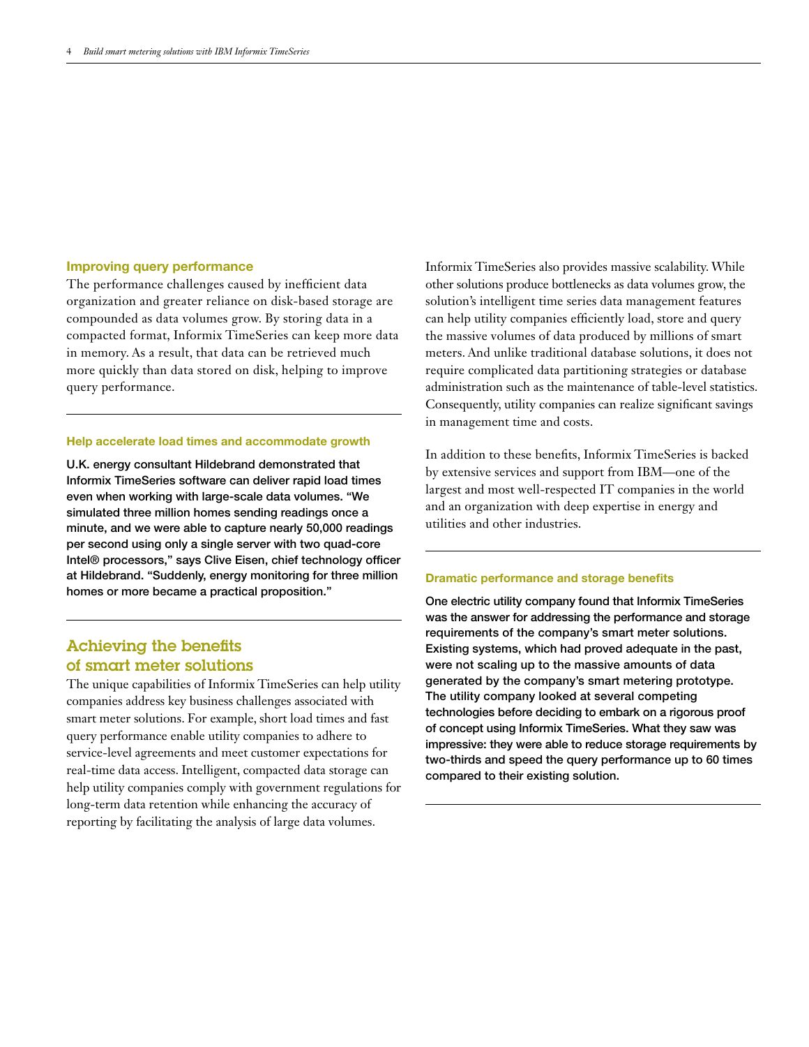### Improving query performance

The performance challenges caused by inefficient data organization and greater reliance on disk-based storage are compounded as data volumes grow. By storing data in a compacted format, Informix TimeSeries can keep more data in memory. As a result, that data can be retrieved much more quickly than data stored on disk, helping to improve query performance.

---

#### Help accelerate load times and accommodate growth

**U.K. energy consultant Hildebrand demonstrated that Informix TimeSeries software can deliver rapid load times even when working with large-scale data volumes. "We simulated three million homes sending readings once a minute, and we were able to capture nearly 50,000 readings per second using only a single server with two quad-core Intel® processors," says Clive Eisen, chief technology officer at Hildebrand. "Suddenly, energy monitoring for three million homes or more became a practical proposition."**

---

## Achieving the benefits of smart meter solutions

The unique capabilities of Informix TimeSeries can help utility companies address key business challenges associated with smart meter solutions. For example, short load times and fast query performance enable utility companies to adhere to service-level agreements and meet customer expectations for real-time data access. Intelligent, compacted data storage can help utility companies comply with government regulations for long-term data retention while enhancing the accuracy of reporting by facilitating the analysis of large data volumes.

Informix TimeSeries also provides massive scalability. While other solutions produce bottlenecks as data volumes grow, the solution's intelligent time series data management features can help utility companies efficiently load, store and query the massive volumes of data produced by millions of smart meters. And unlike traditional database solutions, it does not require complicated data partitioning strategies or database administration such as the maintenance of table-level statistics. Consequently, utility companies can realize significant savings in management time and costs.

In addition to these benefits, Informix TimeSeries is backed by extensive services and support from IBM—one of the largest and most well-respected IT companies in the world and an organization with deep expertise in energy and utilities and other industries.

---

#### Dramatic performance and storage benefits

**One electric utility company found that Informix TimeSeries was the answer for addressing the performance and storage requirements of the company's smart meter solutions. Existing systems, which had proved adequate in the past, were not scaling up to the massive amounts of data generated by the company's smart metering prototype. The utility company looked at several competing technologies before deciding to embark on a rigorous proof of concept using Informix TimeSeries. What they saw was impressive: they were able to reduce storage requirements by two-thirds and speed the query performance up to 60 times compared to their existing solution.**

---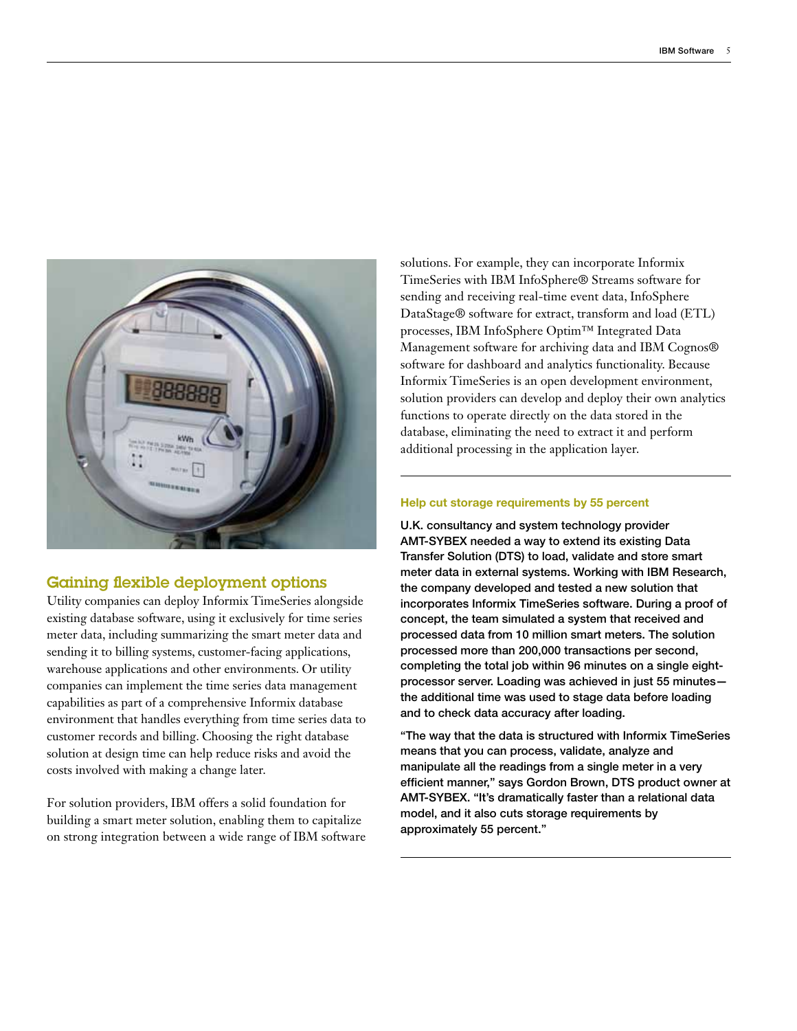## Gaining flexible deployment options

Utility companies can deploy Informix TimeSeries alongside existing database software, using it exclusively for time series meter data, including summarizing the smart meter data and sending it to billing systems, customer-facing applications, warehouse applications and other environments. Or utility companies can implement the time series data management capabilities as part of a comprehensive Informix database environment that handles everything from time series data to customer records and billing. Choosing the right database solution at design time can help reduce risks and avoid the costs involved with making a change later.

For solution providers, IBM offers a solid foundation for building a smart meter solution, enabling them to capitalize on strong integration between a wide range of IBM software solutions. For example, they can incorporate Informix TimeSeries with IBM InfoSphere® Streams software for sending and receiving real-time event data, InfoSphere DataStage® software for extract, transform and load (ETL) processes, IBM InfoSphere Optim™ Integrated Data Management software for archiving data and IBM Cognos® software for dashboard and analytics functionality. Because Informix TimeSeries is an open development environment, solution providers can develop and deploy their own analytics functions to operate directly on the data stored in the database, eliminating the need to extract it and perform additional processing in the application layer.

---

**Help cut storage requirements by 55 percent**

U.K. consultancy and system technology provider AMT-SYBEX needed a way to extend its existing Data Transfer Solution (DTS) to load, validate and store smart meter data in external systems. Working with IBM Research, the company developed and tested a new solution that incorporates Informix TimeSeries software. During a proof of concept, the team simulated a system that received and processed data from 10 million smart meters. The solution processed more than 200,000 transactions per second, completing the total job within 96 minutes on a single eight-processor server. Loading was achieved in just 55 minutes—the additional time was used to stage data before loading and to check data accuracy after loading.

"The way that the data is structured with Informix TimeSeries means that you can process, validate, analyze and manipulate all the readings from a single meter in a very efficient manner," says Gordon Brown, DTS product owner at AMT-SYBEX. "It's dramatically faster than a relational data model, and it also cuts storage requirements by approximately 55 percent."

---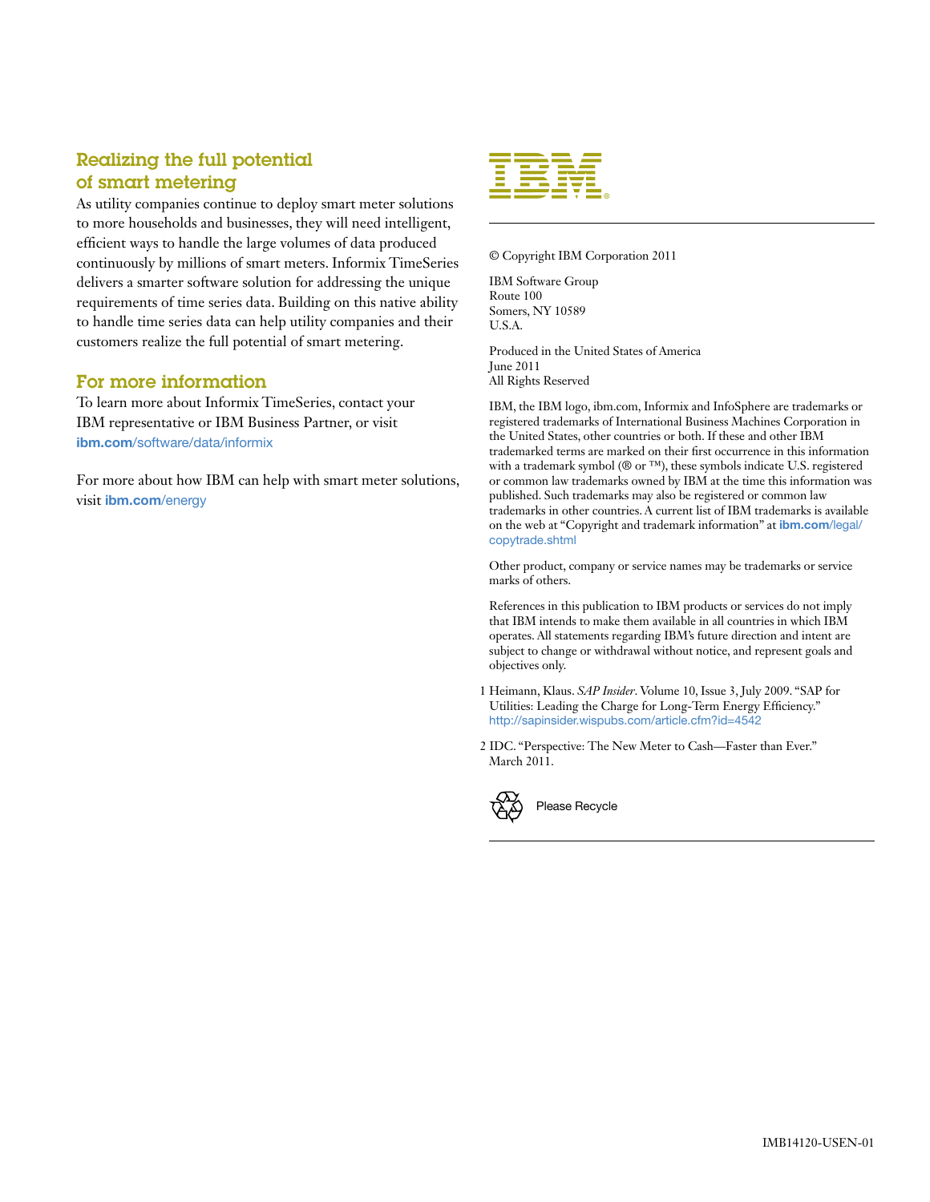## Realizing the full potential of smart metering

As utility companies continue to deploy smart meter solutions to more households and businesses, they will need intelligent, efficient ways to handle the large volumes of data produced continuously by millions of smart meters. Informix TimeSeries delivers a smarter software solution for addressing the unique requirements of time series data. Building on this native ability to handle time series data can help utility companies and their customers realize the full potential of smart metering.

## For more information

To learn more about Informix TimeSeries, contact your IBM representative or IBM Business Partner, or visit **ibm.com**/software/data/informix

For more about how IBM can help with smart meter solutions, visit **ibm.com**/energy

© Copyright IBM Corporation 2011

IBM Software Group
Route 100
Somers, NY 10589
U.S.A.

Produced in the United States of America
June 2011
All Rights Reserved

IBM, the IBM logo, ibm.com, Informix and InfoSphere are trademarks or registered trademarks of International Business Machines Corporation in the United States, other countries or both. If these and other IBM trademarked terms are marked on their first occurrence in this information with a trademark symbol (® or ™), these symbols indicate U.S. registered or common law trademarks owned by IBM at the time this information was published. Such trademarks may also be registered or common law trademarks in other countries. A current list of IBM trademarks is available on the web at "Copyright and trademark information" at **ibm.com**/legal/copytrade.shtml

Other product, company or service names may be trademarks or service marks of others.

References in this publication to IBM products or services do not imply that IBM intends to make them available in all countries in which IBM operates. All statements regarding IBM's future direction and intent are subject to change or withdrawal without notice, and represent goals and objectives only.

1 Heimann, Klaus. *SAP Insider*. Volume 10, Issue 3, July 2009. "SAP for Utilities: Leading the Charge for Long-Term Energy Efficiency." http://sapinsider.wispubs.com/article.cfm?id=4542

2 IDC. "Perspective: The New Meter to Cash—Faster than Ever." March 2011.

Please Recycle

IMB14120-USEN-01